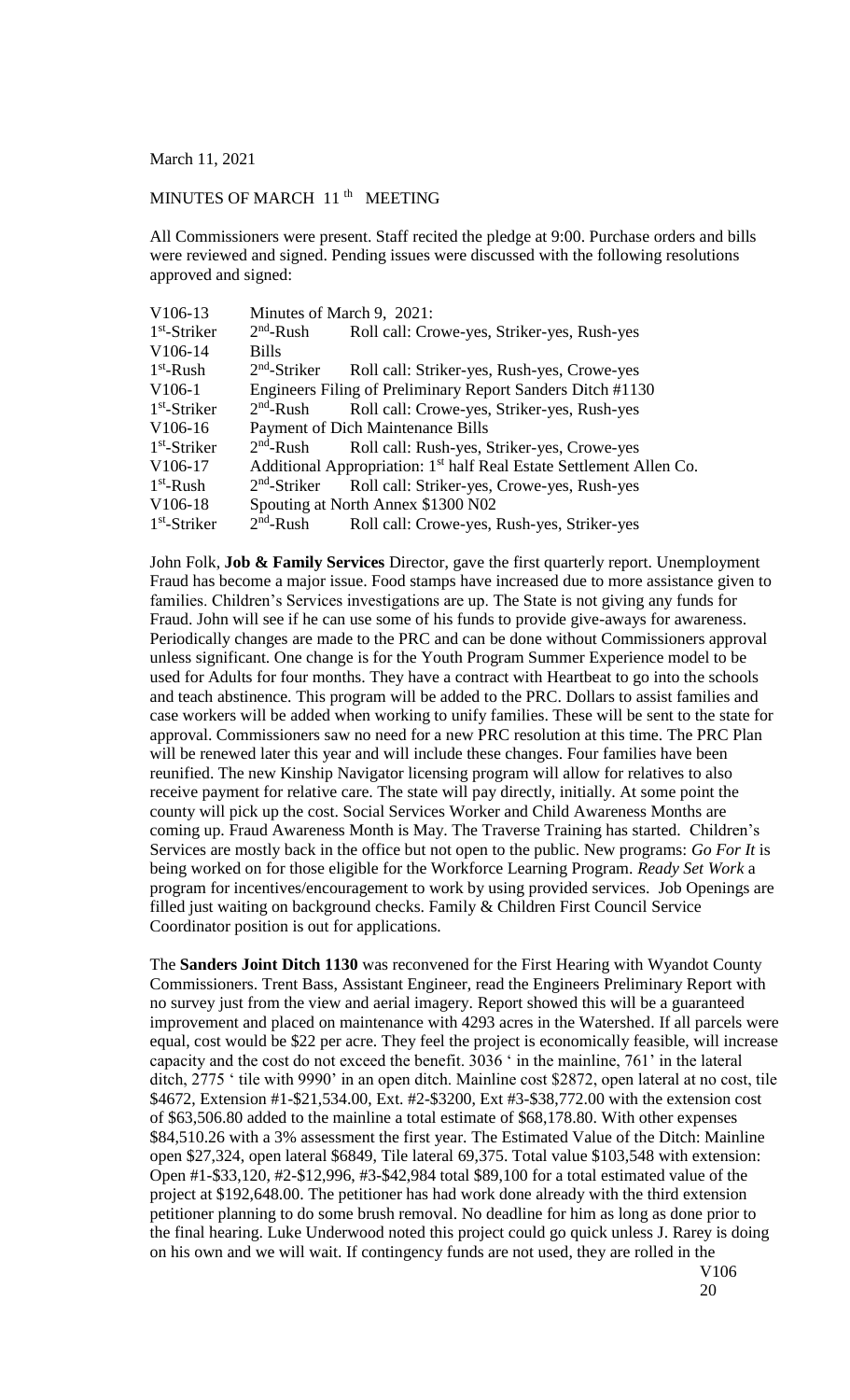March 11, 2021

MINUTES OF MARCH 11th MEETING

All Commissioners were present. Staff recited the pledge at 9:00. Purchase orders and bills were reviewed and signed. Pending issues were discussed with the following resolutions approved and signed:

| | | |
|---|---|---|
| V106-13 | Minutes of March 9, 2021: | |
| 1st-Striker | 2nd-Rush | Roll call: Crowe-yes, Striker-yes, Rush-yes |
| V106-14 | Bills | |
| 1st-Rush | 2nd-Striker | Roll call: Striker-yes, Rush-yes, Crowe-yes |
| V106-1 | Engineers Filing of Preliminary Report Sanders Ditch #1130 | |
| 1st-Striker | 2nd-Rush | Roll call: Crowe-yes, Striker-yes, Rush-yes |
| V106-16 | Payment of Dich Maintenance Bills | |
| 1st-Striker | 2nd-Rush | Roll call: Rush-yes, Striker-yes, Crowe-yes |
| V106-17 | Additional Appropriation: 1st half Real Estate Settlement Allen Co. | |
| 1st-Rush | 2nd-Striker | Roll call: Striker-yes, Crowe-yes, Rush-yes |
| V106-18 | Spouting at North Annex $1300 N02 | |
| 1st-Striker | 2nd-Rush | Roll call: Crowe-yes, Rush-yes, Striker-yes |

John Folk, **Job & Family Services** Director, gave the first quarterly report. Unemployment Fraud has become a major issue. Food stamps have increased due to more assistance given to families. Children's Services investigations are up. The State is not giving any funds for Fraud. John will see if he can use some of his funds to provide give-aways for awareness. Periodically changes are made to the PRC and can be done without Commissioners approval unless significant. One change is for the Youth Program Summer Experience model to be used for Adults for four months. They have a contract with Heartbeat to go into the schools and teach abstinence. This program will be added to the PRC. Dollars to assist families and case workers will be added when working to unify families. These will be sent to the state for approval. Commissioners saw no need for a new PRC resolution at this time. The PRC Plan will be renewed later this year and will include these changes. Four families have been reunified. The new Kinship Navigator licensing program will allow for relatives to also receive payment for relative care. The state will pay directly, initially. At some point the county will pick up the cost. Social Services Worker and Child Awareness Months are coming up. Fraud Awareness Month is May. The Traverse Training has started. Children's Services are mostly back in the office but not open to the public. New programs: *Go For It* is being worked on for those eligible for the Workforce Learning Program. *Ready Set Work* a program for incentives/encouragement to work by using provided services. Job Openings are filled just waiting on background checks. Family & Children First Council Service Coordinator position is out for applications.

The **Sanders Joint Ditch 1130** was reconvened for the First Hearing with Wyandot County Commissioners. Trent Bass, Assistant Engineer, read the Engineers Preliminary Report with no survey just from the view and aerial imagery. Report showed this will be a guaranteed improvement and placed on maintenance with 4293 acres in the Watershed. If all parcels were equal, cost would be $22 per acre. They feel the project is economically feasible, will increase capacity and the cost do not exceed the benefit. 3036 ' in the mainline, 761' in the lateral ditch, 2775 ' tile with 9990' in an open ditch. Mainline cost $2872, open lateral at no cost, tile $4672, Extension #1-$21,534.00, Ext. #2-$3200, Ext #3-$38,772.00 with the extension cost of $63,506.80 added to the mainline a total estimate of $68,178.80. With other expenses $84,510.26 with a 3% assessment the first year. The Estimated Value of the Ditch: Mainline open $27,324, open lateral $6849, Tile lateral 69,375. Total value $103,548 with extension: Open #1-$33,120, #2-$12,996, #3-$42,984 total $89,100 for a total estimated value of the project at $192,648.00. The petitioner has had work done already with the third extension petitioner planning to do some brush removal. No deadline for him as long as done prior to the final hearing. Luke Underwood noted this project could go quick unless J. Rarey is doing on his own and we will wait. If contingency funds are not used, they are rolled in the

V106
20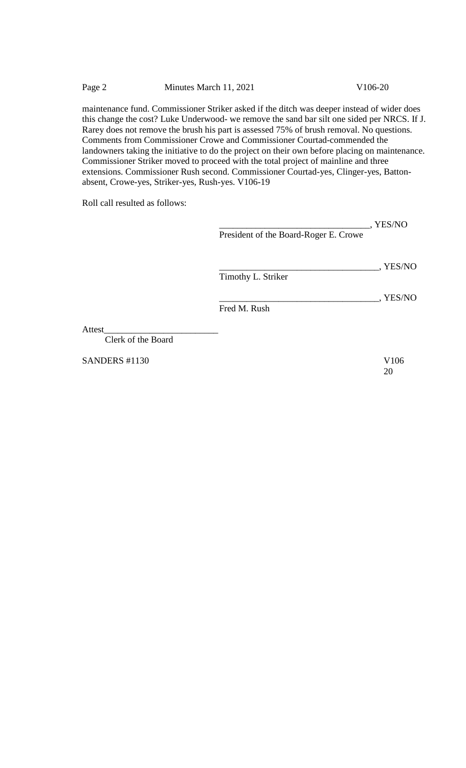maintenance fund. Commissioner Striker asked if the ditch was deeper instead of wider does this change the cost? Luke Underwood- we remove the sand bar silt one sided per NRCS. If J. Rarey does not remove the brush his part is assessed 75% of brush removal. No questions. Comments from Commissioner Crowe and Commissioner Courtad-commended the landowners taking the initiative to do the project on their own before placing on maintenance. Commissioner Striker moved to proceed with the total project of mainline and three extensions. Commissioner Rush second. Commissioner Courtad-yes, Clinger-yes, Batton-absent, Crowe-yes, Striker-yes, Rush-yes. V106-19

Roll call resulted as follows:

________________________________, YES/NO
President of the Board-Roger E. Crowe

__________________________________, YES/NO
Timothy L. Striker

__________________________________, YES/NO
Fred M. Rush

Attest________________________
Clerk of the Board

SANDERS #1130

V106
20